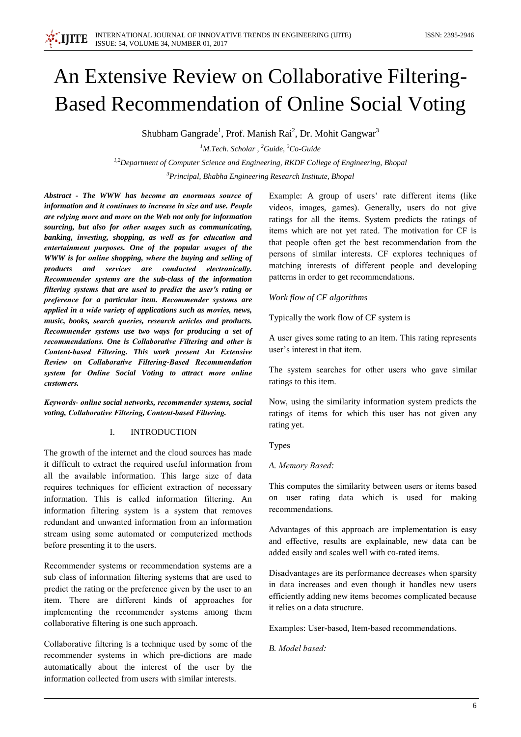# An Extensive Review on Collaborative Filtering-Based Recommendation of Online Social Voting

Shubham Gangrade[1], Prof. Manish Rai[2], Dr. Mohit Gangwar[3]

[1]*M.Tech. Scholar* , [2]*Guide,* [3]*Co-Guide*

[1,2]*Department of Computer Science and Engineering, RKDF College of Engineering, Bhopal*

[3]*Principal, Bhabha Engineering Research Institute, Bhopal*

***Abstract - The WWW has become an enormous source of information and it continues to increase in size and use. People are relying more and more on the Web not only for information sourcing, but also for other usages such as communicating, banking, investing, shopping, as well as for education and entertainment purposes. One of the popular usages of the WWW is for online shopping, where the buying and selling of products and services are conducted electronically. Recommender systems are the sub-class of the information filtering systems that are used to predict the user's rating or preference for a particular item. Recommender systems are applied in a wide variety of applications such as movies, news, music, books, search queries, research articles and products. Recommender systems use two ways for producing a set of recommendations. One is Collaborative Filtering and other is Content-based Filtering. This work present An Extensive Review on Collaborative Filtering-Based Recommendation system for Online Social Voting to attract more online customers.***

***Keywords- online social networks, recommender systems, social voting, Collaborative Filtering, Content-based Filtering.***

## I. INTRODUCTION

The growth of the internet and the cloud sources has made it difficult to extract the required useful information from all the available information. This large size of data requires techniques for efficient extraction of necessary information. This is called information filtering. An information filtering system is a system that removes redundant and unwanted information from an information stream using some automated or computerized methods before presenting it to the users.

Recommender systems or recommendation systems are a sub class of information filtering systems that are used to predict the rating or the preference given by the user to an item. There are different kinds of approaches for implementing the recommender systems among them collaborative filtering is one such approach.

Collaborative filtering is a technique used by some of the recommender systems in which pre-dictions are made automatically about the interest of the user by the information collected from users with similar interests.

Example: A group of users' rate different items (like videos, images, games). Generally, users do not give ratings for all the items. System predicts the ratings of items which are not yet rated. The motivation for CF is that people often get the best recommendation from the persons of similar interests. CF explores techniques of matching interests of different people and developing patterns in order to get recommendations.

*Work flow of CF algorithms*

Typically the work flow of CF system is

A user gives some rating to an item. This rating represents user's interest in that item.

The system searches for other users who gave similar ratings to this item.

Now, using the similarity information system predicts the ratings of items for which this user has not given any rating yet.

Types

*A. Memory Based:*

This computes the similarity between users or items based on user rating data which is used for making recommendations.

Advantages of this approach are implementation is easy and effective, results are explainable, new data can be added easily and scales well with co-rated items.

Disadvantages are its performance decreases when sparsity in data increases and even though it handles new users efficiently adding new items becomes complicated because it relies on a data structure.

Examples: User-based, Item-based recommendations.

*B. Model based:*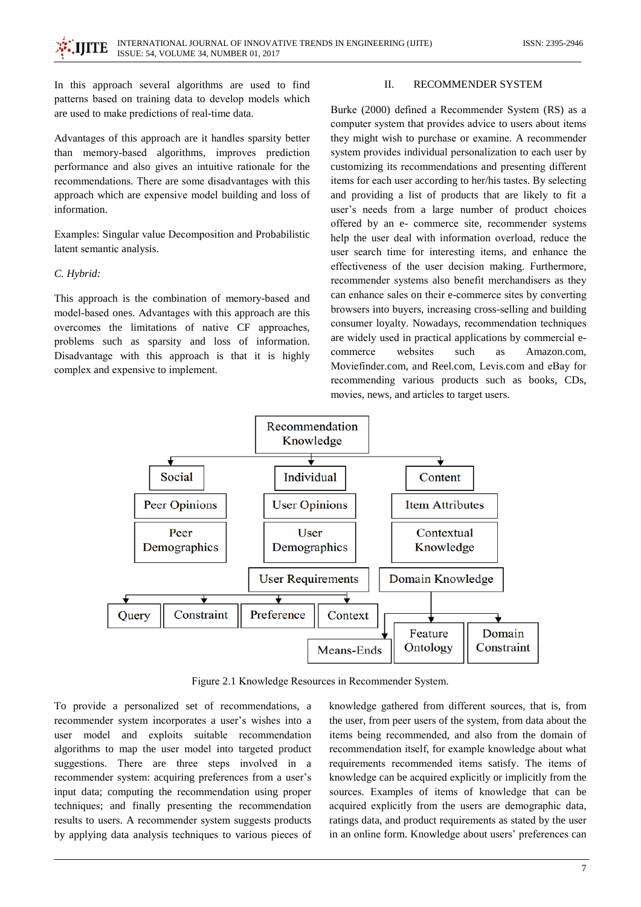In this approach several algorithms are used to find patterns based on training data to develop models which are used to make predictions of real-time data.

Advantages of this approach are it handles sparsity better than memory-based algorithms, improves prediction performance and also gives an intuitive rationale for the recommendations. There are some disadvantages with this approach which are expensive model building and loss of information.

Examples: Singular value Decomposition and Probabilistic latent semantic analysis.

*C. Hybrid:*

This approach is the combination of memory-based and model-based ones. Advantages with this approach are this overcomes the limitations of native CF approaches, problems such as sparsity and loss of information. Disadvantage with this approach is that it is highly complex and expensive to implement.

## II. RECOMMENDER SYSTEM

Burke (2000) defined a Recommender System (RS) as a computer system that provides advice to users about items they might wish to purchase or examine. A recommender system provides individual personalization to each user by customizing its recommendations and presenting different items for each user according to her/his tastes. By selecting and providing a list of products that are likely to fit a user's needs from a large number of product choices offered by an e- commerce site, recommender systems help the user deal with information overload, reduce the user search time for interesting items, and enhance the effectiveness of the user decision making. Furthermore, recommender systems also benefit merchandisers as they can enhance sales on their e-commerce sites by converting browsers into buyers, increasing cross-selling and building consumer loyalty. Nowadays, recommendation techniques are widely used in practical applications by commercial e-commerce websites such as Amazon.com, Moviefinder.com, and Reel.com, Levis.com and eBay for recommending various products such as books, CDs, movies, news, and articles to target users.

Recommendation Knowledge
- Social: Peer Opinions; Peer Demographics
- Individual: User Opinions; User Demographics; User Requirements (Query, Constraint, Preference, Context)
- Content: Item Attributes; Contextual Knowledge; Domain Knowledge (Means-Ends, Feature Ontology, Domain Constraint)

Figure 2.1 Knowledge Resources in Recommender System.

To provide a personalized set of recommendations, a recommender system incorporates a user's wishes into a user model and exploits suitable recommendation algorithms to map the user model into targeted product suggestions. There are three steps involved in a recommender system: acquiring preferences from a user's input data; computing the recommendation using proper techniques; and finally presenting the recommendation results to users. A recommender system suggests products by applying data analysis techniques to various pieces of knowledge gathered from different sources, that is, from the user, from peer users of the system, from data about the items being recommended, and also from the domain of recommendation itself, for example knowledge about what requirements recommended items satisfy. The items of knowledge can be acquired explicitly or implicitly from the sources. Examples of items of knowledge that can be acquired explicitly from the users are demographic data, ratings data, and product requirements as stated by the user in an online form. Knowledge about users' preferences can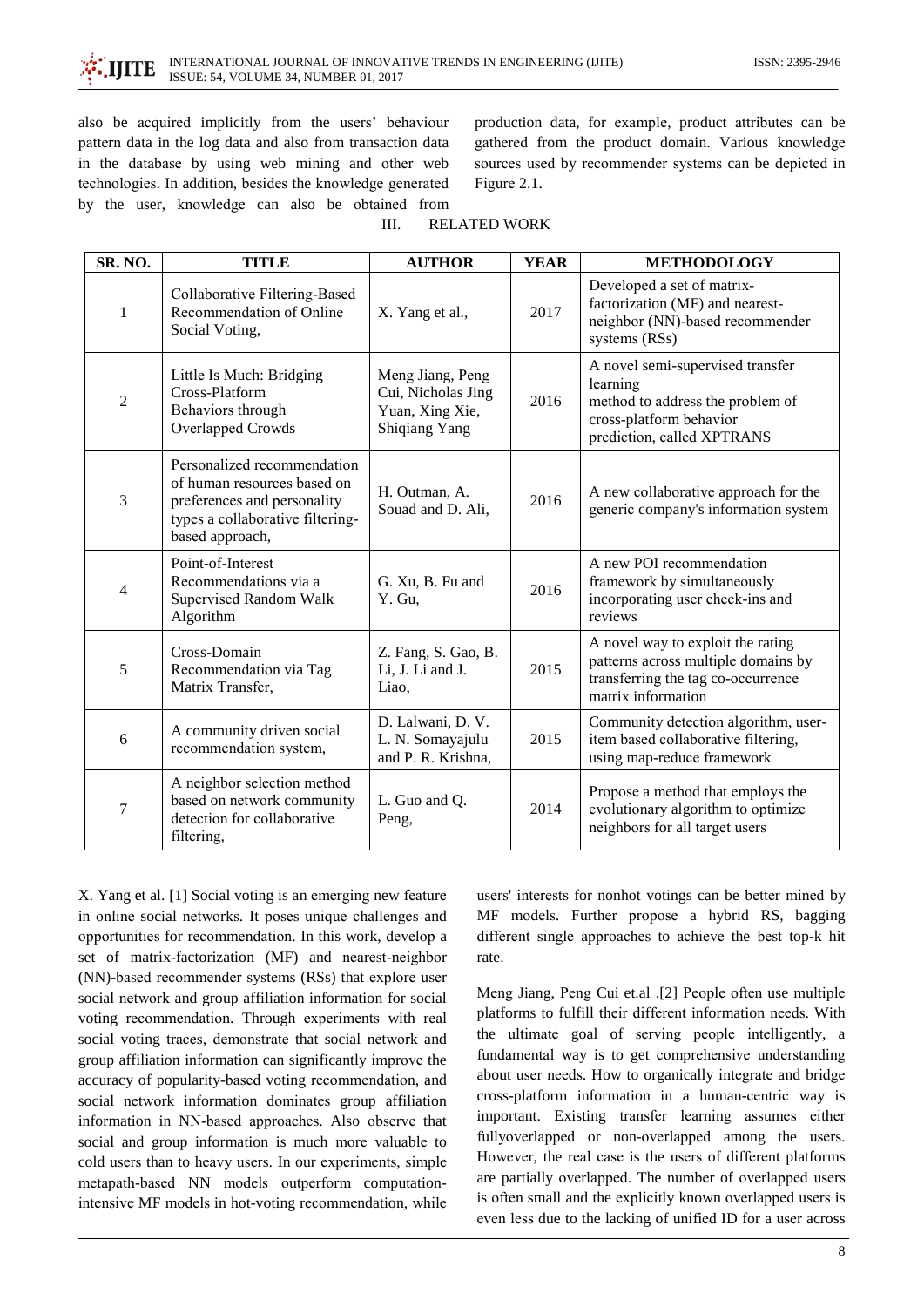also be acquired implicitly from the users' behaviour pattern data in the log data and also from transaction data in the database by using web mining and other web technologies. In addition, besides the knowledge generated by the user, knowledge can also be obtained from production data, for example, product attributes can be gathered from the product domain. Various knowledge sources used by recommender systems can be depicted in Figure 2.1.

## III. RELATED WORK

| SR. NO. | TITLE | AUTHOR | YEAR | METHODOLOGY |
|---|---|---|---|---|
| 1 | Collaborative Filtering-Based Recommendation of Online Social Voting, | X. Yang et al., | 2017 | Developed a set of matrix-factorization (MF) and nearest-neighbor (NN)-based recommender systems (RSs) |
| 2 | Little Is Much: Bridging Cross-Platform Behaviors through Overlapped Crowds | Meng Jiang, Peng Cui, Nicholas Jing Yuan, Xing Xie, Shiqiang Yang | 2016 | A novel semi-supervised transfer learning method to address the problem of cross-platform behavior prediction, called XPTRANS |
| 3 | Personalized recommendation of human resources based on preferences and personality types a collaborative filtering-based approach, | H. Outman, A. Souad and D. Ali, | 2016 | A new collaborative approach for the generic company's information system |
| 4 | Point-of-Interest Recommendations via a Supervised Random Walk Algorithm | G. Xu, B. Fu and Y. Gu, | 2016 | A new POI recommendation framework by simultaneously incorporating user check-ins and reviews |
| 5 | Cross-Domain Recommendation via Tag Matrix Transfer, | Z. Fang, S. Gao, B. Li, J. Li and J. Liao, | 2015 | A novel way to exploit the rating patterns across multiple domains by transferring the tag co-occurrence matrix information |
| 6 | A community driven social recommendation system, | D. Lalwani, D. V. L. N. Somayajulu and P. R. Krishna, | 2015 | Community detection algorithm, user-item based collaborative filtering, using map-reduce framework |
| 7 | A neighbor selection method based on network community detection for collaborative filtering, | L. Guo and Q. Peng, | 2014 | Propose a method that employs the evolutionary algorithm to optimize neighbors for all target users |

X. Yang et al. [1] Social voting is an emerging new feature in online social networks. It poses unique challenges and opportunities for recommendation. In this work, develop a set of matrix-factorization (MF) and nearest-neighbor (NN)-based recommender systems (RSs) that explore user social network and group affiliation information for social voting recommendation. Through experiments with real social voting traces, demonstrate that social network and group affiliation information can significantly improve the accuracy of popularity-based voting recommendation, and social network information dominates group affiliation information in NN-based approaches. Also observe that social and group information is much more valuable to cold users than to heavy users. In our experiments, simple metapath-based NN models outperform computation-intensive MF models in hot-voting recommendation, while users' interests for nonhot votings can be better mined by MF models. Further propose a hybrid RS, bagging different single approaches to achieve the best top-k hit rate.

Meng Jiang, Peng Cui et.al .[2] People often use multiple platforms to fulfill their different information needs. With the ultimate goal of serving people intelligently, a fundamental way is to get comprehensive understanding about user needs. How to organically integrate and bridge cross-platform information in a human-centric way is important. Existing transfer learning assumes either fullyoverlapped or non-overlapped among the users. However, the real case is the users of different platforms are partially overlapped. The number of overlapped users is often small and the explicitly known overlapped users is even less due to the lacking of unified ID for a user across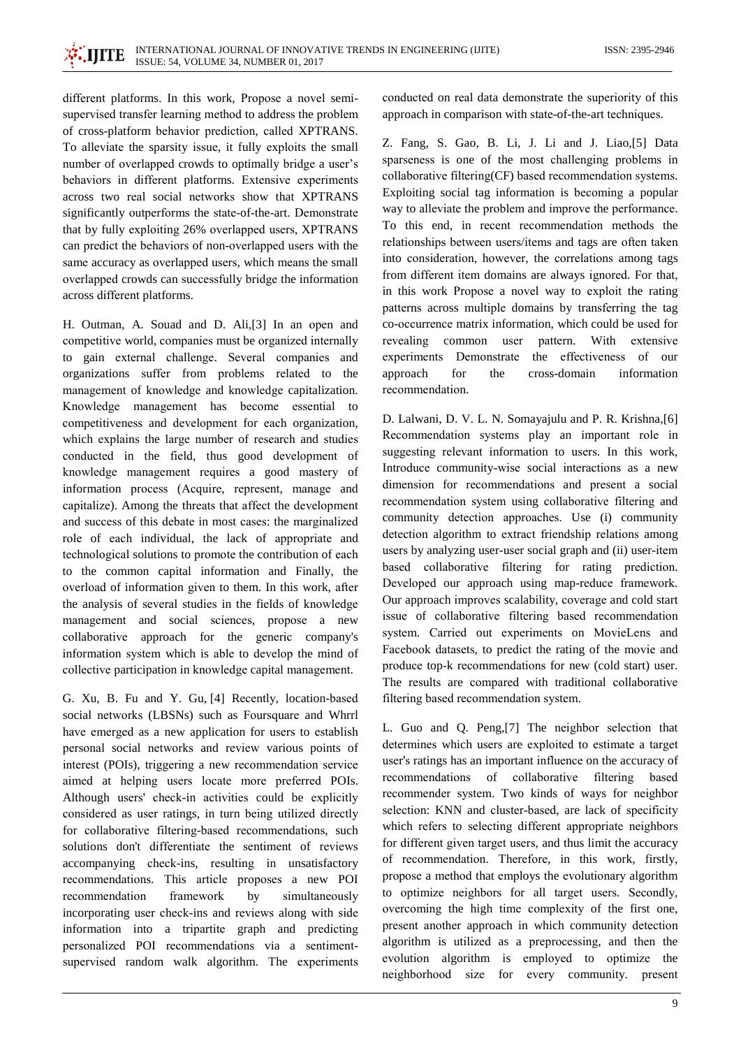different platforms. In this work, Propose a novel semi-supervised transfer learning method to address the problem of cross-platform behavior prediction, called XPTRANS. To alleviate the sparsity issue, it fully exploits the small number of overlapped crowds to optimally bridge a user's behaviors in different platforms. Extensive experiments across two real social networks show that XPTRANS significantly outperforms the state-of-the-art. Demonstrate that by fully exploiting 26% overlapped users, XPTRANS can predict the behaviors of non-overlapped users with the same accuracy as overlapped users, which means the small overlapped crowds can successfully bridge the information across different platforms.

H. Outman, A. Souad and D. Ali,[3] In an open and competitive world, companies must be organized internally to gain external challenge. Several companies and organizations suffer from problems related to the management of knowledge and knowledge capitalization. Knowledge management has become essential to competitiveness and development for each organization, which explains the large number of research and studies conducted in the field, thus good development of knowledge management requires a good mastery of information process (Acquire, represent, manage and capitalize). Among the threats that affect the development and success of this debate in most cases: the marginalized role of each individual, the lack of appropriate and technological solutions to promote the contribution of each to the common capital information and Finally, the overload of information given to them. In this work, after the analysis of several studies in the fields of knowledge management and social sciences, propose a new collaborative approach for the generic company's information system which is able to develop the mind of collective participation in knowledge capital management.

G. Xu, B. Fu and Y. Gu, [4] Recently, location-based social networks (LBSNs) such as Foursquare and Whrrl have emerged as a new application for users to establish personal social networks and review various points of interest (POIs), triggering a new recommendation service aimed at helping users locate more preferred POIs. Although users' check-in activities could be explicitly considered as user ratings, in turn being utilized directly for collaborative filtering-based recommendations, such solutions don't differentiate the sentiment of reviews accompanying check-ins, resulting in unsatisfactory recommendations. This article proposes a new POI recommendation framework by simultaneously incorporating user check-ins and reviews along with side information into a tripartite graph and predicting personalized POI recommendations via a sentiment-supervised random walk algorithm. The experiments conducted on real data demonstrate the superiority of this approach in comparison with state-of-the-art techniques.

Z. Fang, S. Gao, B. Li, J. Li and J. Liao,[5] Data sparseness is one of the most challenging problems in collaborative filtering(CF) based recommendation systems. Exploiting social tag information is becoming a popular way to alleviate the problem and improve the performance. To this end, in recent recommendation methods the relationships between users/items and tags are often taken into consideration, however, the correlations among tags from different item domains are always ignored. For that, in this work Propose a novel way to exploit the rating patterns across multiple domains by transferring the tag co-occurrence matrix information, which could be used for revealing common user pattern. With extensive experiments Demonstrate the effectiveness of our approach for the cross-domain information recommendation.

D. Lalwani, D. V. L. N. Somayajulu and P. R. Krishna,[6] Recommendation systems play an important role in suggesting relevant information to users. In this work, Introduce community-wise social interactions as a new dimension for recommendations and present a social recommendation system using collaborative filtering and community detection approaches. Use (i) community detection algorithm to extract friendship relations among users by analyzing user-user social graph and (ii) user-item based collaborative filtering for rating prediction. Developed our approach using map-reduce framework. Our approach improves scalability, coverage and cold start issue of collaborative filtering based recommendation system. Carried out experiments on MovieLens and Facebook datasets, to predict the rating of the movie and produce top-k recommendations for new (cold start) user. The results are compared with traditional collaborative filtering based recommendation system.

L. Guo and Q. Peng,[7] The neighbor selection that determines which users are exploited to estimate a target user's ratings has an important influence on the accuracy of recommendations of collaborative filtering based recommender system. Two kinds of ways for neighbor selection: KNN and cluster-based, are lack of specificity which refers to selecting different appropriate neighbors for different given target users, and thus limit the accuracy of recommendation. Therefore, in this work, firstly, propose a method that employs the evolutionary algorithm to optimize neighbors for all target users. Secondly, overcoming the high time complexity of the first one, present another approach in which community detection algorithm is utilized as a preprocessing, and then the evolution algorithm is employed to optimize the neighborhood size for every community. present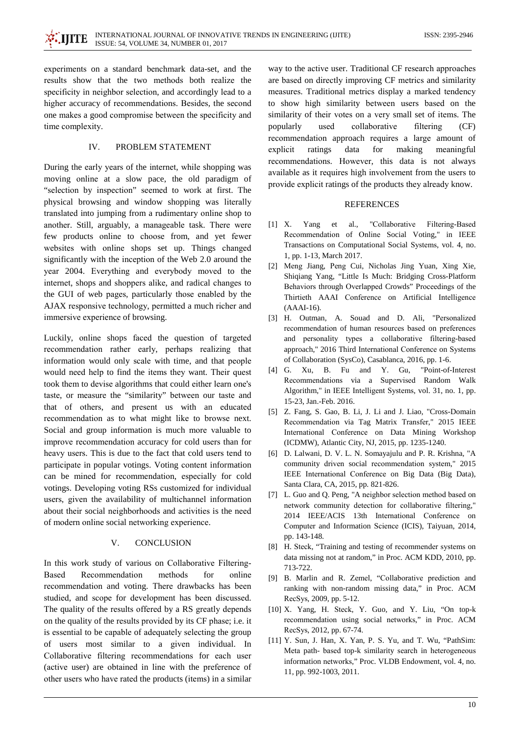experiments on a standard benchmark data-set, and the results show that the two methods both realize the specificity in neighbor selection, and accordingly lead to a higher accuracy of recommendations. Besides, the second one makes a good compromise between the specificity and time complexity.

## IV. PROBLEM STATEMENT

During the early years of the internet, while shopping was moving online at a slow pace, the old paradigm of "selection by inspection" seemed to work at first. The physical browsing and window shopping was literally translated into jumping from a rudimentary online shop to another. Still, arguably, a manageable task. There were few products online to choose from, and yet fewer websites with online shops set up. Things changed significantly with the inception of the Web 2.0 around the year 2004. Everything and everybody moved to the internet, shops and shoppers alike, and radical changes to the GUI of web pages, particularly those enabled by the AJAX responsive technology, permitted a much richer and immersive experience of browsing.

Luckily, online shops faced the question of targeted recommendation rather early, perhaps realizing that information would only scale with time, and that people would need help to find the items they want. Their quest took them to devise algorithms that could either learn one's taste, or measure the "similarity" between our taste and that of others, and present us with an educated recommendation as to what might like to browse next. Social and group information is much more valuable to improve recommendation accuracy for cold users than for heavy users. This is due to the fact that cold users tend to participate in popular votings. Voting content information can be mined for recommendation, especially for cold votings. Developing voting RSs customized for individual users, given the availability of multichannel information about their social neighborhoods and activities is the need of modern online social networking experience.

## V. CONCLUSION

In this work study of various on Collaborative Filtering-Based Recommendation methods for online recommendation and voting. There drawbacks has been studied, and scope for development has been discussed. The quality of the results offered by a RS greatly depends on the quality of the results provided by its CF phase; i.e. it is essential to be capable of adequately selecting the group of users most similar to a given individual. In Collaborative filtering recommendations for each user (active user) are obtained in line with the preference of other users who have rated the products (items) in a similar way to the active user. Traditional CF research approaches are based on directly improving CF metrics and similarity measures. Traditional metrics display a marked tendency to show high similarity between users based on the similarity of their votes on a very small set of items. The popularly used collaborative filtering (CF) recommendation approach requires a large amount of explicit ratings data for making meaningful recommendations. However, this data is not always available as it requires high involvement from the users to provide explicit ratings of the products they already know.

## REFERENCES

[1] X. Yang et al., "Collaborative Filtering-Based Recommendation of Online Social Voting," in IEEE Transactions on Computational Social Systems, vol. 4, no. 1, pp. 1-13, March 2017.

[2] Meng Jiang, Peng Cui, Nicholas Jing Yuan, Xing Xie, Shiqiang Yang, "Little Is Much: Bridging Cross-Platform Behaviors through Overlapped Crowds" Proceedings of the Thirtieth AAAI Conference on Artificial Intelligence (AAAI-16).

[3] H. Outman, A. Souad and D. Ali, "Personalized recommendation of human resources based on preferences and personality types a collaborative filtering-based approach," 2016 Third International Conference on Systems of Collaboration (SysCo), Casablanca, 2016, pp. 1-6.

[4] G. Xu, B. Fu and Y. Gu, "Point-of-Interest Recommendations via a Supervised Random Walk Algorithm," in IEEE Intelligent Systems, vol. 31, no. 1, pp. 15-23, Jan.-Feb. 2016.

[5] Z. Fang, S. Gao, B. Li, J. Li and J. Liao, "Cross-Domain Recommendation via Tag Matrix Transfer," 2015 IEEE International Conference on Data Mining Workshop (ICDMW), Atlantic City, NJ, 2015, pp. 1235-1240.

[6] D. Lalwani, D. V. L. N. Somayajulu and P. R. Krishna, "A community driven social recommendation system," 2015 IEEE International Conference on Big Data (Big Data), Santa Clara, CA, 2015, pp. 821-826.

[7] L. Guo and Q. Peng, "A neighbor selection method based on network community detection for collaborative filtering," 2014 IEEE/ACIS 13th International Conference on Computer and Information Science (ICIS), Taiyuan, 2014, pp. 143-148.

[8] H. Steck, "Training and testing of recommender systems on data missing not at random," in Proc. ACM KDD, 2010, pp. 713-722.

[9] B. Marlin and R. Zemel, "Collaborative prediction and ranking with non-random missing data," in Proc. ACM RecSys, 2009, pp. 5-12.

[10] X. Yang, H. Steck, Y. Guo, and Y. Liu, "On top-k recommendation using social networks," in Proc. ACM RecSys, 2012, pp. 67-74.

[11] Y. Sun, J. Han, X. Yan, P. S. Yu, and T. Wu, "PathSim: Meta path- based top-k similarity search in heterogeneous information networks," Proc. VLDB Endowment, vol. 4, no. 11, pp. 992-1003, 2011.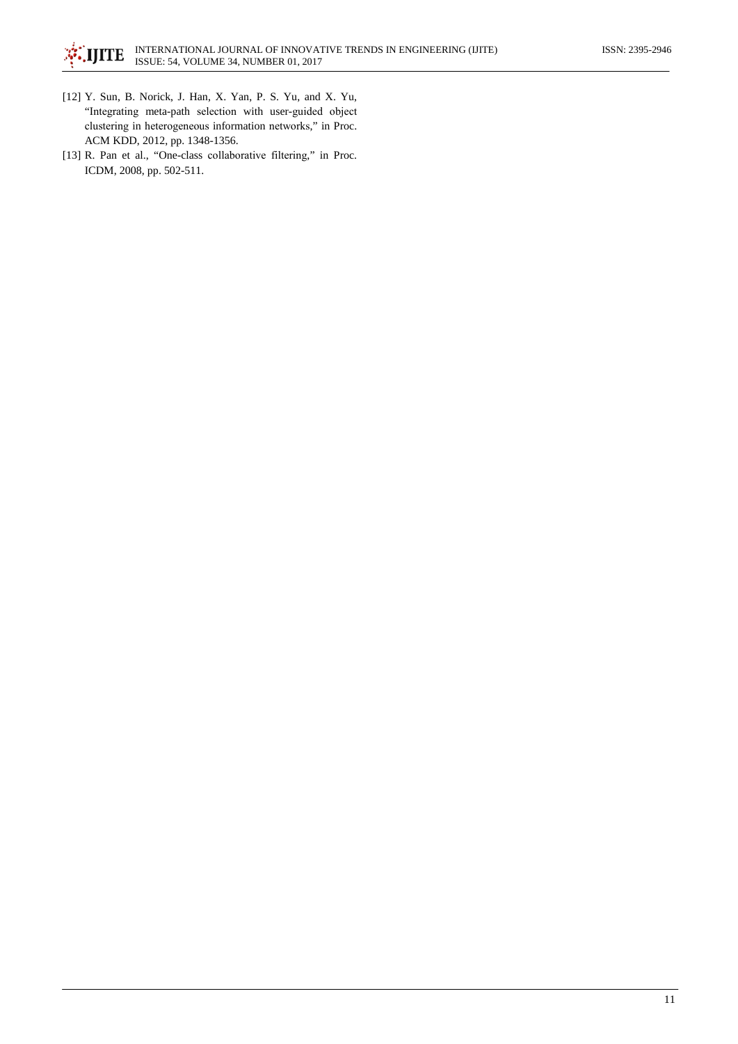[12] Y. Sun, B. Norick, J. Han, X. Yan, P. S. Yu, and X. Yu, "Integrating meta-path selection with user-guided object clustering in heterogeneous information networks," in Proc. ACM KDD, 2012, pp. 1348-1356.

[13] R. Pan et al., "One-class collaborative filtering," in Proc. ICDM, 2008, pp. 502-511.